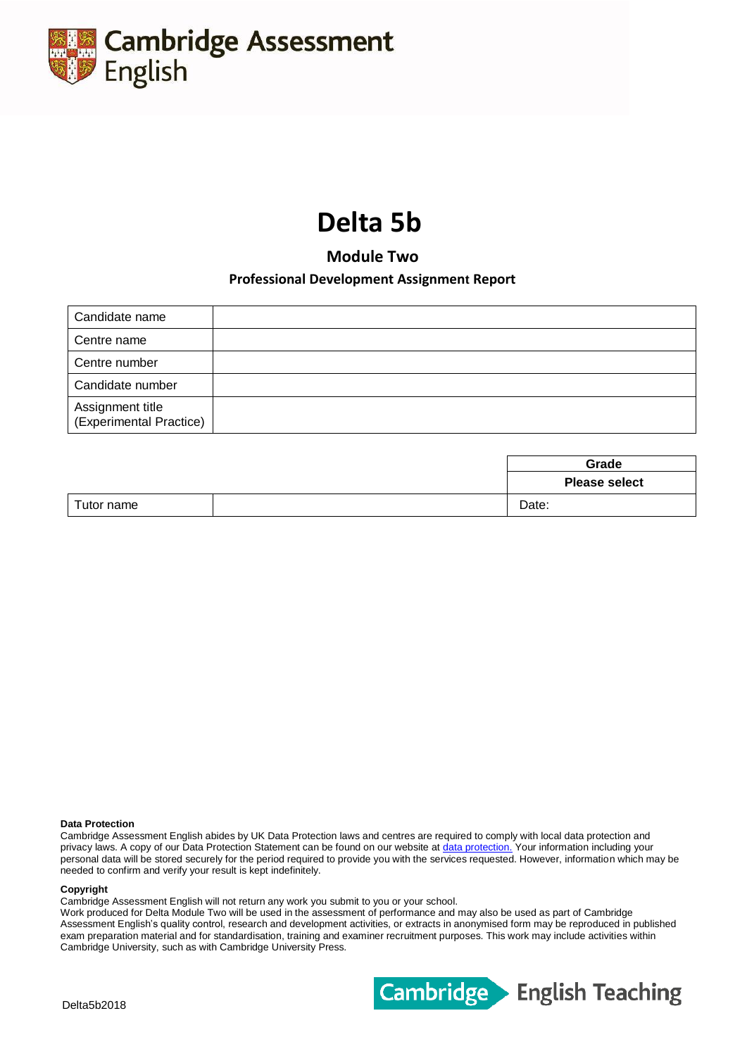Cambridge Assessment English

# Delta 5b

## Module Two

### Professional Development Assignment Report

| | |
|---|---|
| Candidate name | |
| Centre name | |
| Centre number | |
| Candidate number | |
| Assignment title (Experimental Practice) | |

| | | Grade |
|---|---|---|
| | | **Please select** |
| Tutor name | | Date: |

**Data Protection**

Cambridge Assessment English abides by UK Data Protection laws and centres are required to comply with local data protection and privacy laws. A copy of our Data Protection Statement can be found on our website at data protection. Your information including your personal data will be stored securely for the period required to provide you with the services requested. However, information which may be needed to confirm and verify your result is kept indefinitely.

**Copyright**

Cambridge Assessment English will not return any work you submit to you or your school.
Work produced for Delta Module Two will be used in the assessment of performance and may also be used as part of Cambridge Assessment English's quality control, research and development activities, or extracts in anonymised form may be reproduced in published exam preparation material and for standardisation, training and examiner recruitment purposes. This work may include activities within Cambridge University, such as with Cambridge University Press.

Delta5b2018

Cambridge English Teaching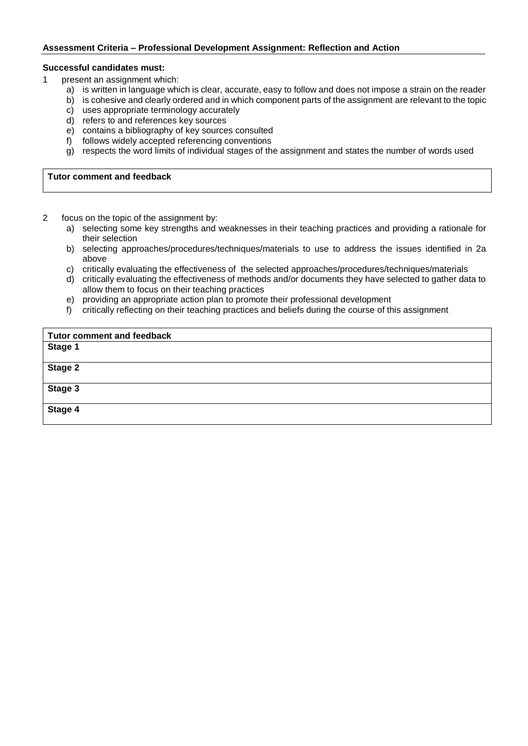### Assessment Criteria – Professional Development Assignment: Reflection and Action

**Successful candidates must:**

1 present an assignment which:
   - a) is written in language which is clear, accurate, easy to follow and does not impose a strain on the reader
   - b) is cohesive and clearly ordered and in which component parts of the assignment are relevant to the topic
   - c) uses appropriate terminology accurately
   - d) refers to and references key sources
   - e) contains a bibliography of key sources consulted
   - f) follows widely accepted referencing conventions
   - g) respects the word limits of individual stages of the assignment and states the number of words used

| **Tutor comment and feedback** |
|---|
| |

2 focus on the topic of the assignment by:
   - a) selecting some key strengths and weaknesses in their teaching practices and providing a rationale for their selection
   - b) selecting approaches/procedures/techniques/materials to use to address the issues identified in 2a above
   - c) critically evaluating the effectiveness of the selected approaches/procedures/techniques/materials
   - d) critically evaluating the effectiveness of methods and/or documents they have selected to gather data to allow them to focus on their teaching practices
   - e) providing an appropriate action plan to promote their professional development
   - f) critically reflecting on their teaching practices and beliefs during the course of this assignment

| **Tutor comment and feedback** |
|---|
| **Stage 1** |
| **Stage 2** |
| **Stage 3** |
| **Stage 4** |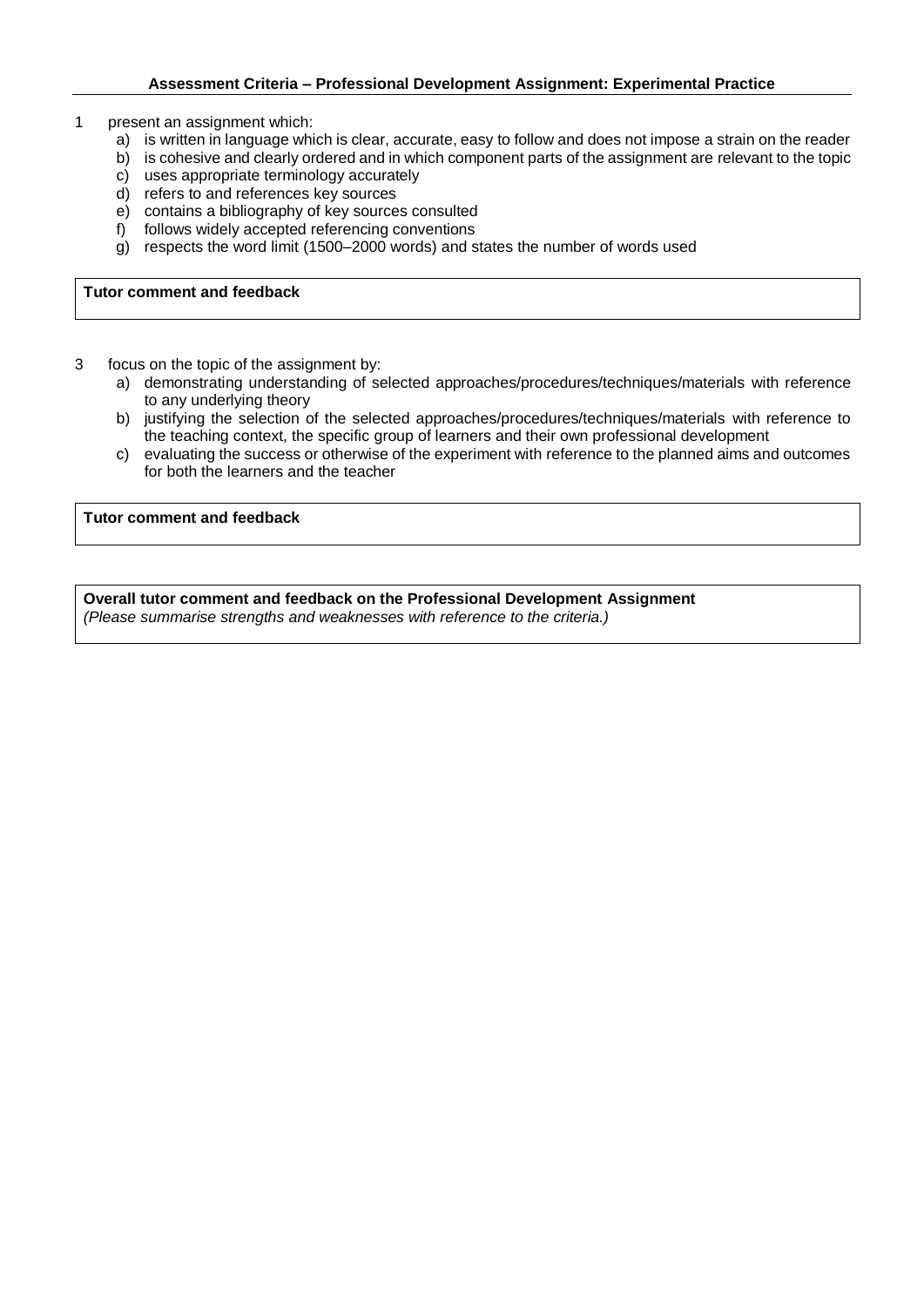**Assessment Criteria – Professional Development Assignment: Experimental Practice**

1 present an assignment which:
   a) is written in language which is clear, accurate, easy to follow and does not impose a strain on the reader
   b) is cohesive and clearly ordered and in which component parts of the assignment are relevant to the topic
   c) uses appropriate terminology accurately
   d) refers to and references key sources
   e) contains a bibliography of key sources consulted
   f) follows widely accepted referencing conventions
   g) respects the word limit (1500–2000 words) and states the number of words used

**Tutor comment and feedback**

3 focus on the topic of the assignment by:
   a) demonstrating understanding of selected approaches/procedures/techniques/materials with reference to any underlying theory
   b) justifying the selection of the selected approaches/procedures/techniques/materials with reference to the teaching context, the specific group of learners and their own professional development
   c) evaluating the success or otherwise of the experiment with reference to the planned aims and outcomes for both the learners and the teacher

**Tutor comment and feedback**

**Overall tutor comment and feedback on the Professional Development Assignment**
*(Please summarise strengths and weaknesses with reference to the criteria.)*